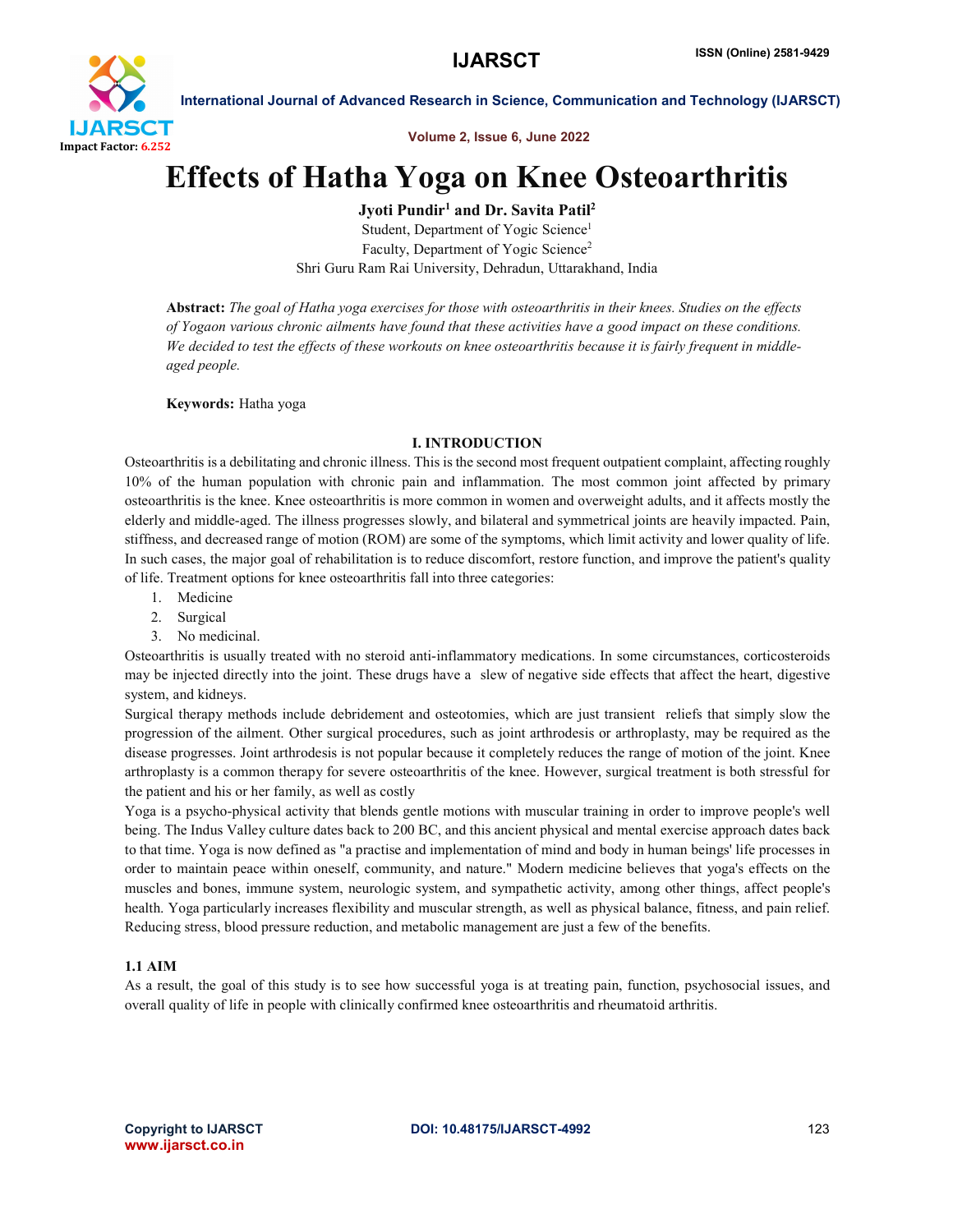# Effects of Hatha Yoga on Knee Osteoarthritis

**Jyoti Pundir[1] and Dr. Savita Patil[2]**

Student, Department of Yogic Science[1]

Faculty, Department of Yogic Science[2]

Shri Guru Ram Rai University, Dehradun, Uttarakhand, India

**Abstract:** *The goal of Hatha yoga exercises for those with osteoarthritis in their knees. Studies on the effects of Yogaon various chronic ailments have found that these activities have a good impact on these conditions. We decided to test the effects of these workouts on knee osteoarthritis because it is fairly frequent in middle-aged people.*

**Keywords:** Hatha yoga

## I. INTRODUCTION

Osteoarthritis is a debilitating and chronic illness. This is the second most frequent outpatient complaint, affecting roughly 10% of the human population with chronic pain and inflammation. The most common joint affected by primary osteoarthritis is the knee. Knee osteoarthritis is more common in women and overweight adults, and it affects mostly the elderly and middle-aged. The illness progresses slowly, and bilateral and symmetrical joints are heavily impacted. Pain, stiffness, and decreased range of motion (ROM) are some of the symptoms, which limit activity and lower quality of life. In such cases, the major goal of rehabilitation is to reduce discomfort, restore function, and improve the patient's quality of life. Treatment options for knee osteoarthritis fall into three categories:

1. Medicine
2. Surgical
3. No medicinal.

Osteoarthritis is usually treated with no steroid anti-inflammatory medications. In some circumstances, corticosteroids may be injected directly into the joint. These drugs have a slew of negative side effects that affect the heart, digestive system, and kidneys.

Surgical therapy methods include debridement and osteotomies, which are just transient reliefs that simply slow the progression of the ailment. Other surgical procedures, such as joint arthrodesis or arthroplasty, may be required as the disease progresses. Joint arthrodesis is not popular because it completely reduces the range of motion of the joint. Knee arthroplasty is a common therapy for severe osteoarthritis of the knee. However, surgical treatment is both stressful for the patient and his or her family, as well as costly

Yoga is a psycho-physical activity that blends gentle motions with muscular training in order to improve people's well being. The Indus Valley culture dates back to 200 BC, and this ancient physical and mental exercise approach dates back to that time. Yoga is now defined as "a practise and implementation of mind and body in human beings' life processes in order to maintain peace within oneself, community, and nature." Modern medicine believes that yoga's effects on the muscles and bones, immune system, neurologic system, and sympathetic activity, among other things, affect people's health. Yoga particularly increases flexibility and muscular strength, as well as physical balance, fitness, and pain relief. Reducing stress, blood pressure reduction, and metabolic management are just a few of the benefits.

### 1.1 AIM

As a result, the goal of this study is to see how successful yoga is at treating pain, function, psychosocial issues, and overall quality of life in people with clinically confirmed knee osteoarthritis and rheumatoid arthritis.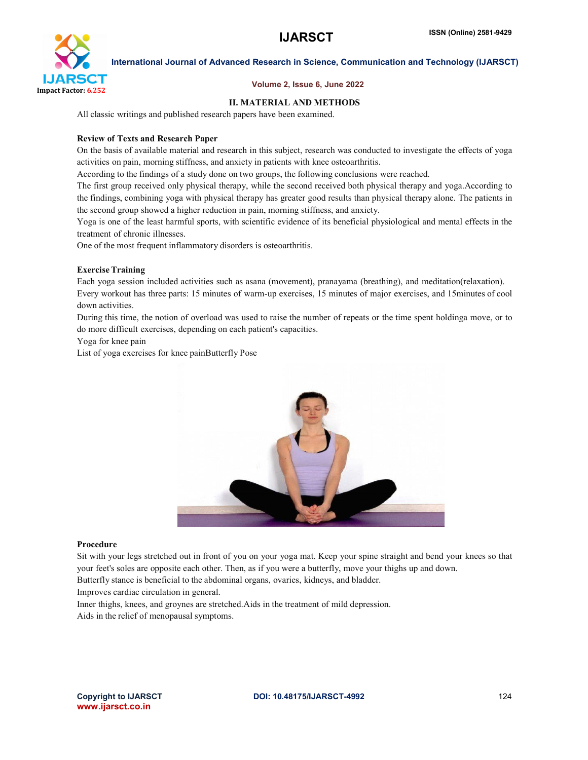## II. MATERIAL AND METHODS

All classic writings and published research papers have been examined.

### Review of Texts and Research Paper

On the basis of available material and research in this subject, research was conducted to investigate the effects of yoga activities on pain, morning stiffness, and anxiety in patients with knee osteoarthritis.

According to the findings of a study done on two groups, the following conclusions were reached.

The first group received only physical therapy, while the second received both physical therapy and yoga.According to the findings, combining yoga with physical therapy has greater good results than physical therapy alone. The patients in the second group showed a higher reduction in pain, morning stiffness, and anxiety.

Yoga is one of the least harmful sports, with scientific evidence of its beneficial physiological and mental effects in the treatment of chronic illnesses.

One of the most frequent inflammatory disorders is osteoarthritis.

### Exercise Training

Each yoga session included activities such as asana (movement), pranayama (breathing), and meditation(relaxation).

Every workout has three parts: 15 minutes of warm-up exercises, 15 minutes of major exercises, and 15minutes of cool down activities.

During this time, the notion of overload was used to raise the number of repeats or the time spent holdinga move, or to do more difficult exercises, depending on each patient's capacities.

Yoga for knee pain

List of yoga exercises for knee painButterfly Pose

### Procedure

Sit with your legs stretched out in front of you on your yoga mat. Keep your spine straight and bend your knees so that your feet's soles are opposite each other. Then, as if you were a butterfly, move your thighs up and down.

Butterfly stance is beneficial to the abdominal organs, ovaries, kidneys, and bladder.

Improves cardiac circulation in general.

Inner thighs, knees, and groynes are stretched.Aids in the treatment of mild depression.

Aids in the relief of menopausal symptoms.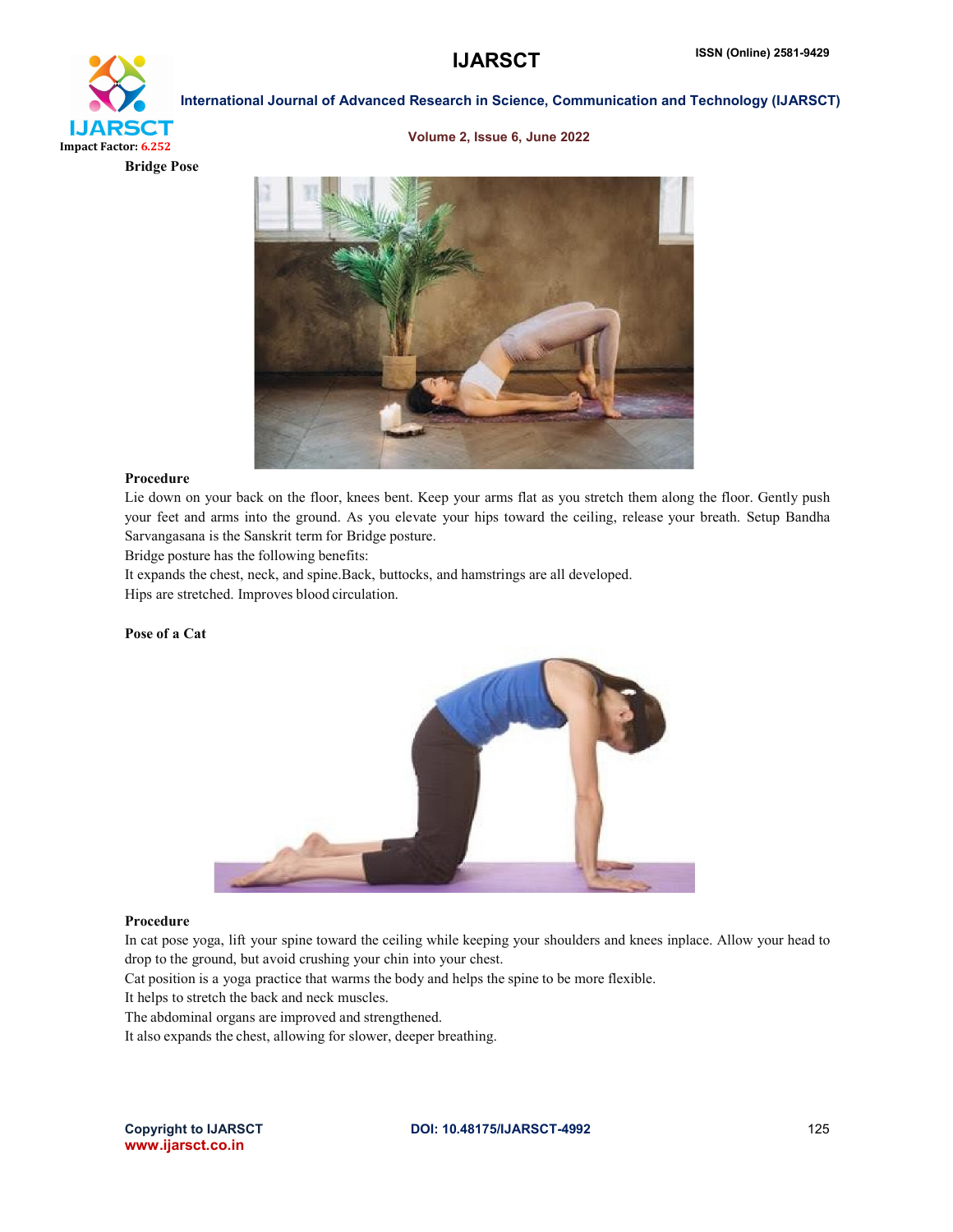**Bridge Pose**

**Procedure**

Lie down on your back on the floor, knees bent. Keep your arms flat as you stretch them along the floor. Gently push your feet and arms into the ground. As you elevate your hips toward the ceiling, release your breath. Setup Bandha Sarvangasana is the Sanskrit term for Bridge posture.

Bridge posture has the following benefits:

It expands the chest, neck, and spine.Back, buttocks, and hamstrings are all developed.

Hips are stretched. Improves blood circulation.

**Pose of a Cat**

**Procedure**

In cat pose yoga, lift your spine toward the ceiling while keeping your shoulders and knees inplace. Allow your head to drop to the ground, but avoid crushing your chin into your chest.

Cat position is a yoga practice that warms the body and helps the spine to be more flexible.

It helps to stretch the back and neck muscles.

The abdominal organs are improved and strengthened.

It also expands the chest, allowing for slower, deeper breathing.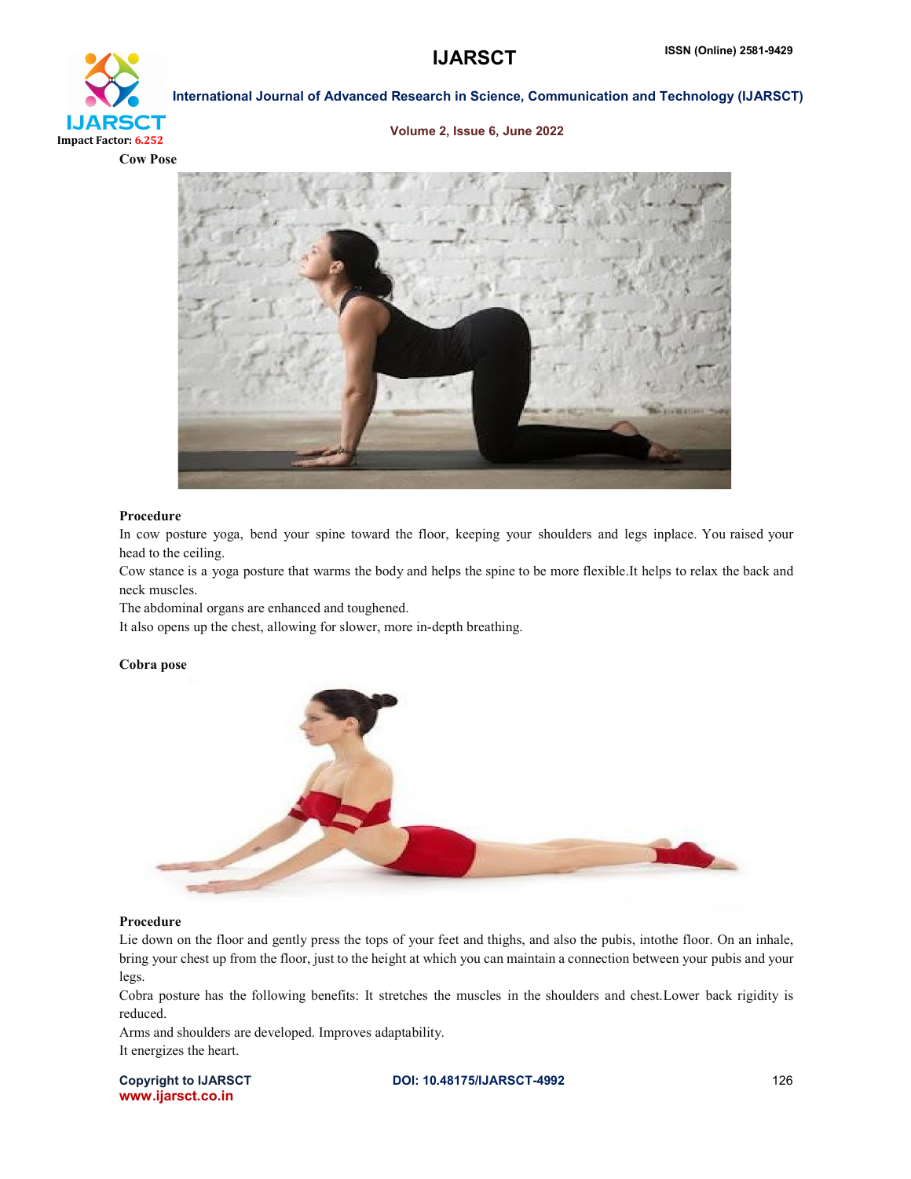**Cow Pose**

**Procedure**

In cow posture yoga, bend your spine toward the floor, keeping your shoulders and legs inplace. You raised your head to the ceiling.

Cow stance is a yoga posture that warms the body and helps the spine to be more flexible.It helps to relax the back and neck muscles.

The abdominal organs are enhanced and toughened.

It also opens up the chest, allowing for slower, more in-depth breathing.

**Cobra pose**

**Procedure**

Lie down on the floor and gently press the tops of your feet and thighs, and also the pubis, intothe floor. On an inhale, bring your chest up from the floor, just to the height at which you can maintain a connection between your pubis and your legs.

Cobra posture has the following benefits: It stretches the muscles in the shoulders and chest.Lower back rigidity is reduced.

Arms and shoulders are developed. Improves adaptability.

It energizes the heart.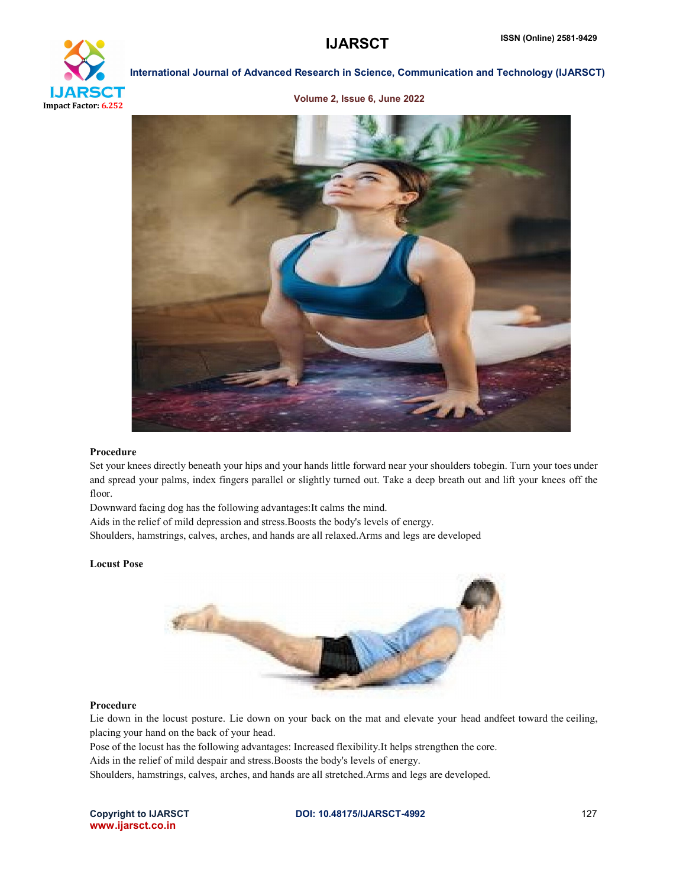**Procedure**

Set your knees directly beneath your hips and your hands little forward near your shoulders tobegin. Turn your toes under and spread your palms, index fingers parallel or slightly turned out. Take a deep breath out and lift your knees off the floor.

Downward facing dog has the following advantages:It calms the mind.

Aids in the relief of mild depression and stress.Boosts the body's levels of energy.

Shoulders, hamstrings, calves, arches, and hands are all relaxed.Arms and legs are developed

**Locust Pose**

**Procedure**

Lie down in the locust posture. Lie down on your back on the mat and elevate your head andfeet toward the ceiling, placing your hand on the back of your head.

Pose of the locust has the following advantages: Increased flexibility.It helps strengthen the core.

Aids in the relief of mild despair and stress.Boosts the body's levels of energy.

Shoulders, hamstrings, calves, arches, and hands are all stretched.Arms and legs are developed.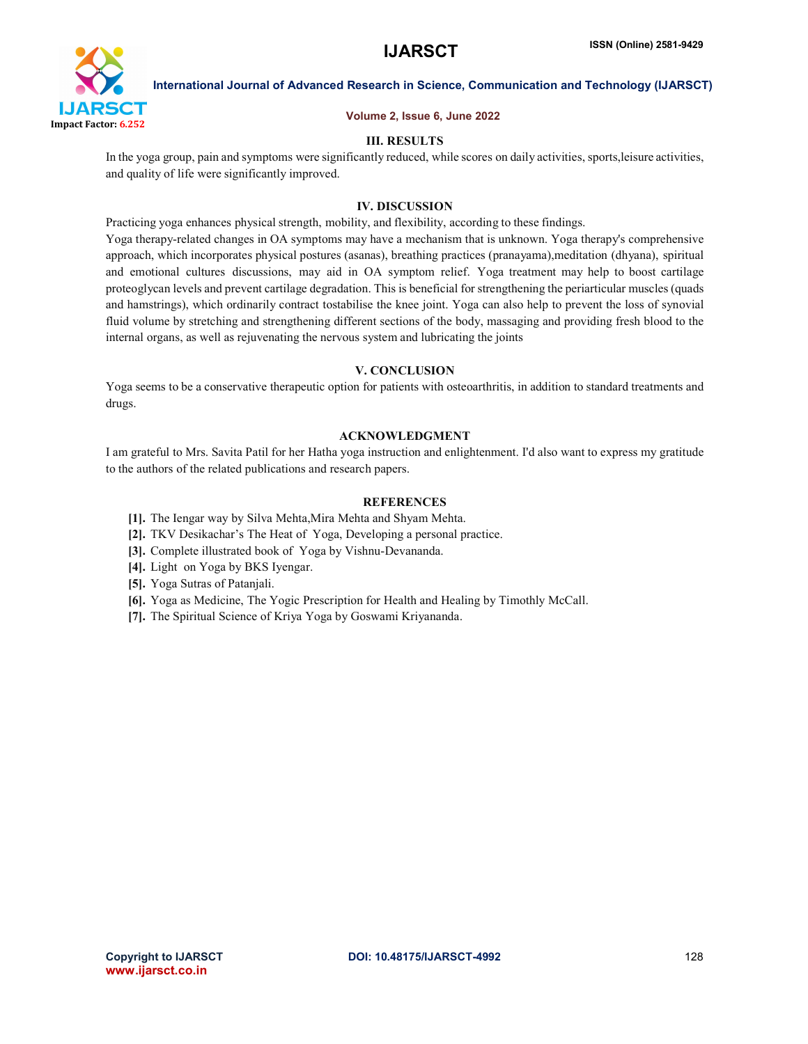## III. RESULTS

In the yoga group, pain and symptoms were significantly reduced, while scores on daily activities, sports,leisure activities, and quality of life were significantly improved.

## IV. DISCUSSION

Practicing yoga enhances physical strength, mobility, and flexibility, according to these findings.

Yoga therapy-related changes in OA symptoms may have a mechanism that is unknown. Yoga therapy's comprehensive approach, which incorporates physical postures (asanas), breathing practices (pranayama),meditation (dhyana), spiritual and emotional cultures discussions, may aid in OA symptom relief. Yoga treatment may help to boost cartilage proteoglycan levels and prevent cartilage degradation. This is beneficial for strengthening the periarticular muscles (quads and hamstrings), which ordinarily contract tostabilise the knee joint. Yoga can also help to prevent the loss of synovial fluid volume by stretching and strengthening different sections of the body, massaging and providing fresh blood to the internal organs, as well as rejuvenating the nervous system and lubricating the joints

## V. CONCLUSION

Yoga seems to be a conservative therapeutic option for patients with osteoarthritis, in addition to standard treatments and drugs.

## ACKNOWLEDGMENT

I am grateful to Mrs. Savita Patil for her Hatha yoga instruction and enlightenment. I'd also want to express my gratitude to the authors of the related publications and research papers.

## REFERENCES

- **[1].** The Iengar way by Silva Mehta,Mira Mehta and Shyam Mehta.
- **[2].** TKV Desikachar's The Heat of Yoga, Developing a personal practice.
- **[3].** Complete illustrated book of Yoga by Vishnu-Devananda.
- **[4].** Light on Yoga by BKS Iyengar.
- **[5].** Yoga Sutras of Patanjali.
- **[6].** Yoga as Medicine, The Yogic Prescription for Health and Healing by Timothly McCall.
- **[7].** The Spiritual Science of Kriya Yoga by Goswami Kriyananda.